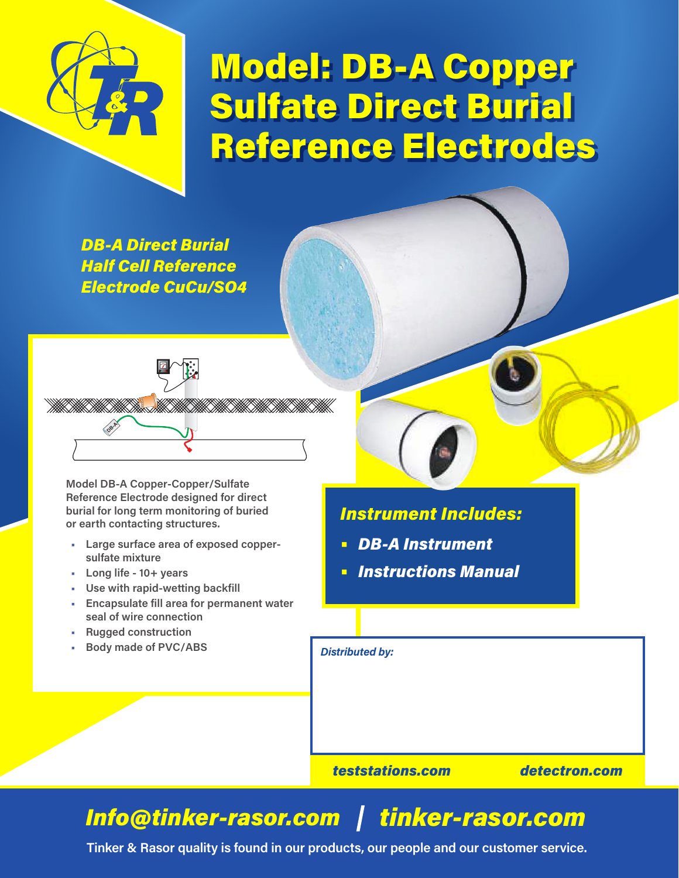# Model: DB-A Copper Sulfate Direct Burial Reference Electrodes

***DB-A Direct Burial Half Cell Reference Electrode CuCu/SO4***

**Model DB-A Copper-Copper/Sulfate Reference Electrode designed for direct burial for long term monitoring of buried or earth contacting structures.**

- Large surface area of exposed copper-sulfate mixture
- Long life - 10+ years
- Use with rapid-wetting backfill
- Encapsulate fill area for permanent water seal of wire connection
- Rugged construction
- Body made of PVC/ABS

## *Instrument Includes:*

- ***DB-A Instrument***
- ***Instructions Manual***

*Distributed by:*

***teststations.com*** ***detectron.com***

## *Info@tinker-rasor.com | tinker-rasor.com*

**Tinker & Rasor quality is found in our products, our people and our customer service.**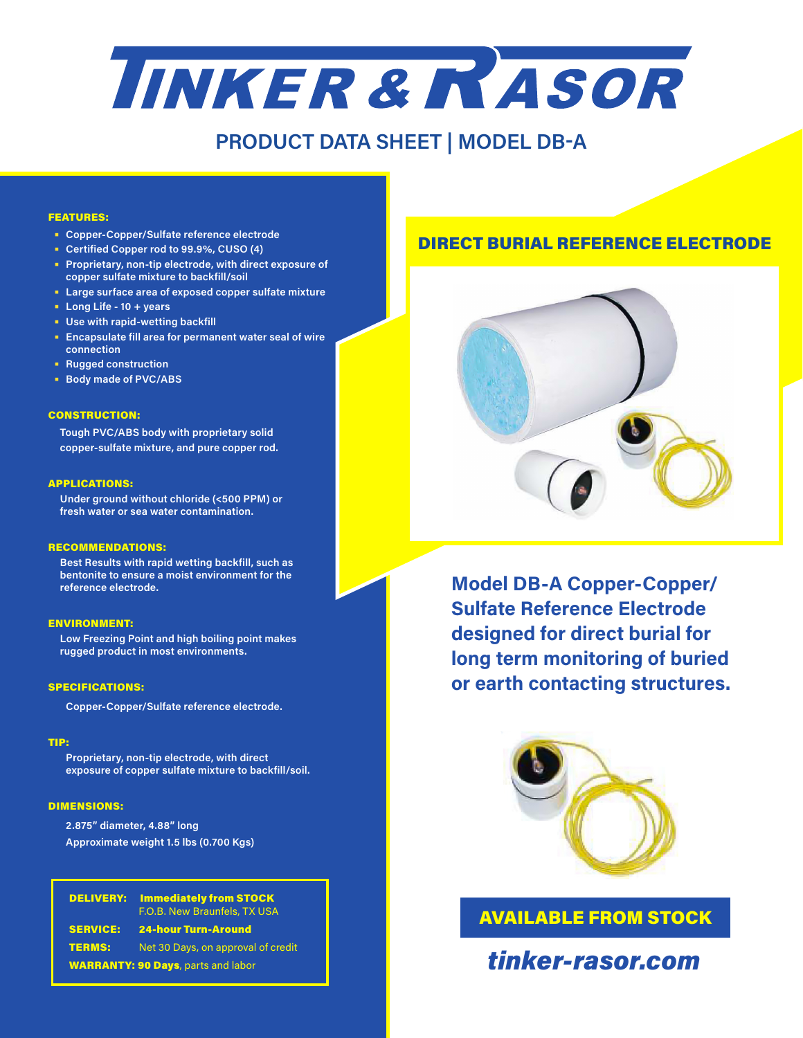# TINKER & RASOR

## PRODUCT DATA SHEET | MODEL DB-A

### FEATURES:

- Copper-Copper/Sulfate reference electrode
- Certified Copper rod to 99.9%, CUSO (4)
- Proprietary, non-tip electrode, with direct exposure of copper sulfate mixture to backfill/soil
- Large surface area of exposed copper sulfate mixture
- Long Life - 10 + years
- Use with rapid-wetting backfill
- Encapsulate fill area for permanent water seal of wire connection
- Rugged construction
- Body made of PVC/ABS

### CONSTRUCTION:

Tough PVC/ABS body with proprietary solid copper-sulfate mixture, and pure copper rod.

### APPLICATIONS:

Under ground without chloride (<500 PPM) or fresh water or sea water contamination.

### RECOMMENDATIONS:

Best Results with rapid wetting backfill, such as bentonite to ensure a moist environment for the reference electrode.

### ENVIRONMENT:

Low Freezing Point and high boiling point makes rugged product in most environments.

### SPECIFICATIONS:

Copper-Copper/Sulfate reference electrode.

### TIP:

Proprietary, non-tip electrode, with direct exposure of copper sulfate mixture to backfill/soil.

### DIMENSIONS:

2.875" diameter, 4.88" long

Approximate weight 1.5 lbs (0.700 Kgs)

**DELIVERY:** **Immediately from STOCK** F.O.B. New Braunfels, TX USA

**SERVICE:** **24-hour Turn-Around**

**TERMS:** Net 30 Days, on approval of credit

**WARRANTY: 90 Days**, parts and labor

## DIRECT BURIAL REFERENCE ELECTRODE

**Model DB-A Copper-Copper/Sulfate Reference Electrode designed for direct burial for long term monitoring of buried or earth contacting structures.**

**AVAILABLE FROM STOCK**

***tinker-rasor.com***